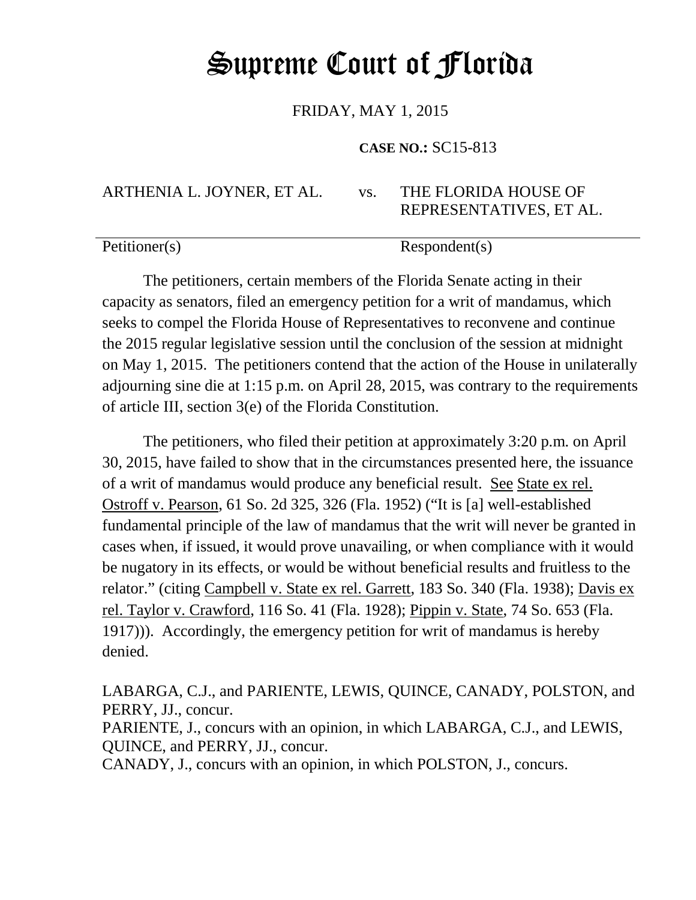# Supreme Court of Florida

FRIDAY, MAY 1, 2015

**CASE NO.:** SC15-813

ARTHENIA L. JOYNER, ET AL. vs. THE FLORIDA HOUSE OF REPRESENTATIVES, ET AL.

Petitioner(s) Respondent(s)

The petitioners, certain members of the Florida Senate acting in their capacity as senators, filed an emergency petition for a writ of mandamus, which seeks to compel the Florida House of Representatives to reconvene and continue the 2015 regular legislative session until the conclusion of the session at midnight on May 1, 2015. The petitioners contend that the action of the House in unilaterally adjourning sine die at 1:15 p.m. on April 28, 2015, was contrary to the requirements of article III, section 3(e) of the Florida Constitution.

The petitioners, who filed their petition at approximately 3:20 p.m. on April 30, 2015, have failed to show that in the circumstances presented here, the issuance of a writ of mandamus would produce any beneficial result. See State ex rel. Ostroff v. Pearson, 61 So. 2d 325, 326 (Fla. 1952) ("It is [a] well-established fundamental principle of the law of mandamus that the writ will never be granted in cases when, if issued, it would prove unavailing, or when compliance with it would be nugatory in its effects, or would be without beneficial results and fruitless to the relator." (citing Campbell v. State ex rel. Garrett, 183 So. 340 (Fla. 1938); Davis ex rel. Taylor v. Crawford, 116 So. 41 (Fla. 1928); Pippin v. State, 74 So. 653 (Fla. 1917))). Accordingly, the emergency petition for writ of mandamus is hereby denied.

LABARGA, C.J., and PARIENTE, LEWIS, QUINCE, CANADY, POLSTON, and PERRY, JJ., concur.
PARIENTE, J., concurs with an opinion, in which LABARGA, C.J., and LEWIS, QUINCE, and PERRY, JJ., concur.
CANADY, J., concurs with an opinion, in which POLSTON, J., concurs.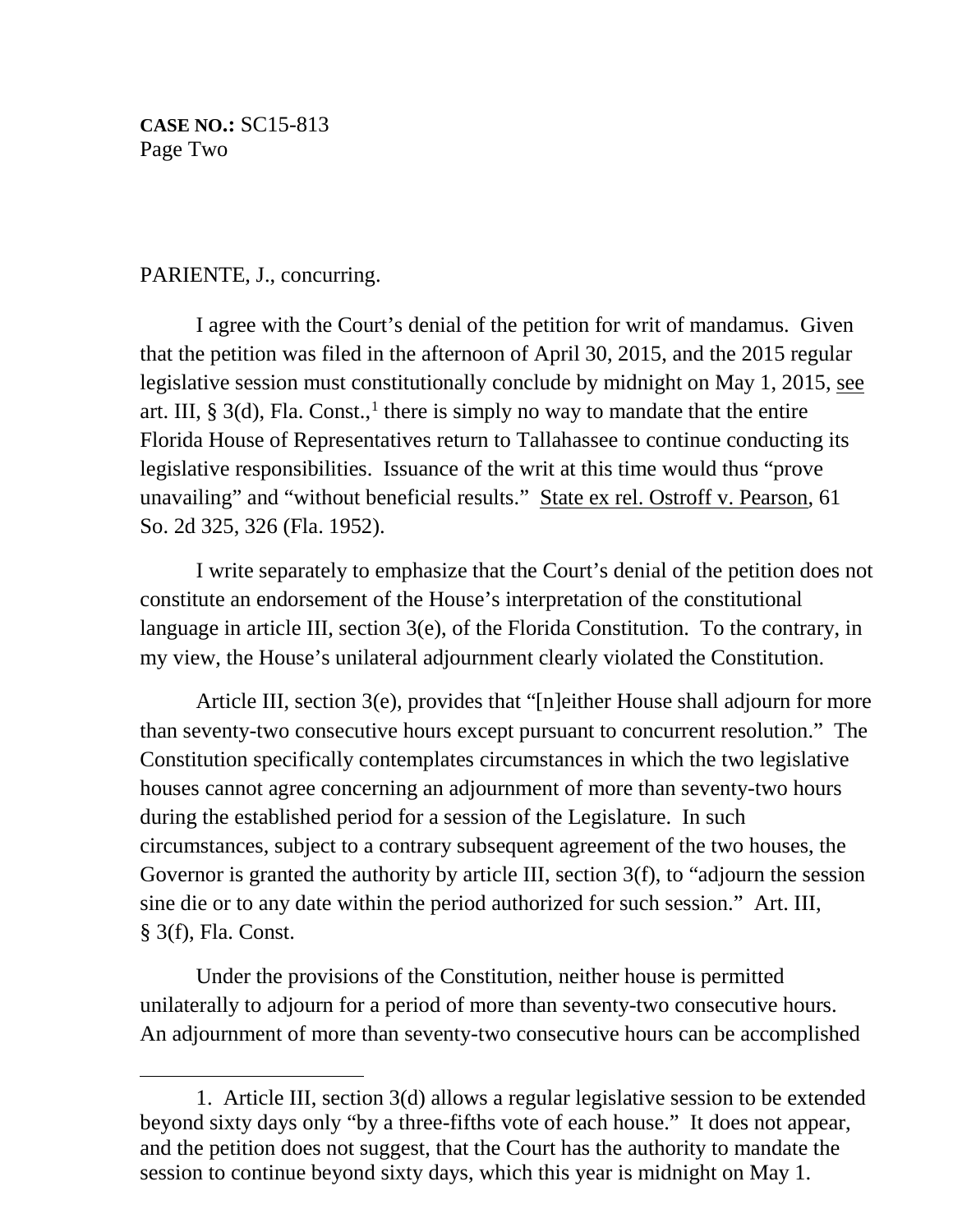PARIENTE, J., concurring.

I agree with the Court's denial of the petition for writ of mandamus. Given that the petition was filed in the afternoon of April 30, 2015, and the 2015 regular legislative session must constitutionally conclude by midnight on May 1, 2015, see art. III, § 3(d), Fla. Const.,[1] there is simply no way to mandate that the entire Florida House of Representatives return to Tallahassee to continue conducting its legislative responsibilities. Issuance of the writ at this time would thus "prove unavailing" and "without beneficial results." State ex rel. Ostroff v. Pearson, 61 So. 2d 325, 326 (Fla. 1952).

I write separately to emphasize that the Court's denial of the petition does not constitute an endorsement of the House's interpretation of the constitutional language in article III, section 3(e), of the Florida Constitution. To the contrary, in my view, the House's unilateral adjournment clearly violated the Constitution.

Article III, section 3(e), provides that "[n]either House shall adjourn for more than seventy-two consecutive hours except pursuant to concurrent resolution." The Constitution specifically contemplates circumstances in which the two legislative houses cannot agree concerning an adjournment of more than seventy-two hours during the established period for a session of the Legislature. In such circumstances, subject to a contrary subsequent agreement of the two houses, the Governor is granted the authority by article III, section 3(f), to "adjourn the session sine die or to any date within the period authorized for such session." Art. III, § 3(f), Fla. Const.

Under the provisions of the Constitution, neither house is permitted unilaterally to adjourn for a period of more than seventy-two consecutive hours. An adjournment of more than seventy-two consecutive hours can be accomplished

---

1. Article III, section 3(d) allows a regular legislative session to be extended beyond sixty days only "by a three-fifths vote of each house." It does not appear, and the petition does not suggest, that the Court has the authority to mandate the session to continue beyond sixty days, which this year is midnight on May 1.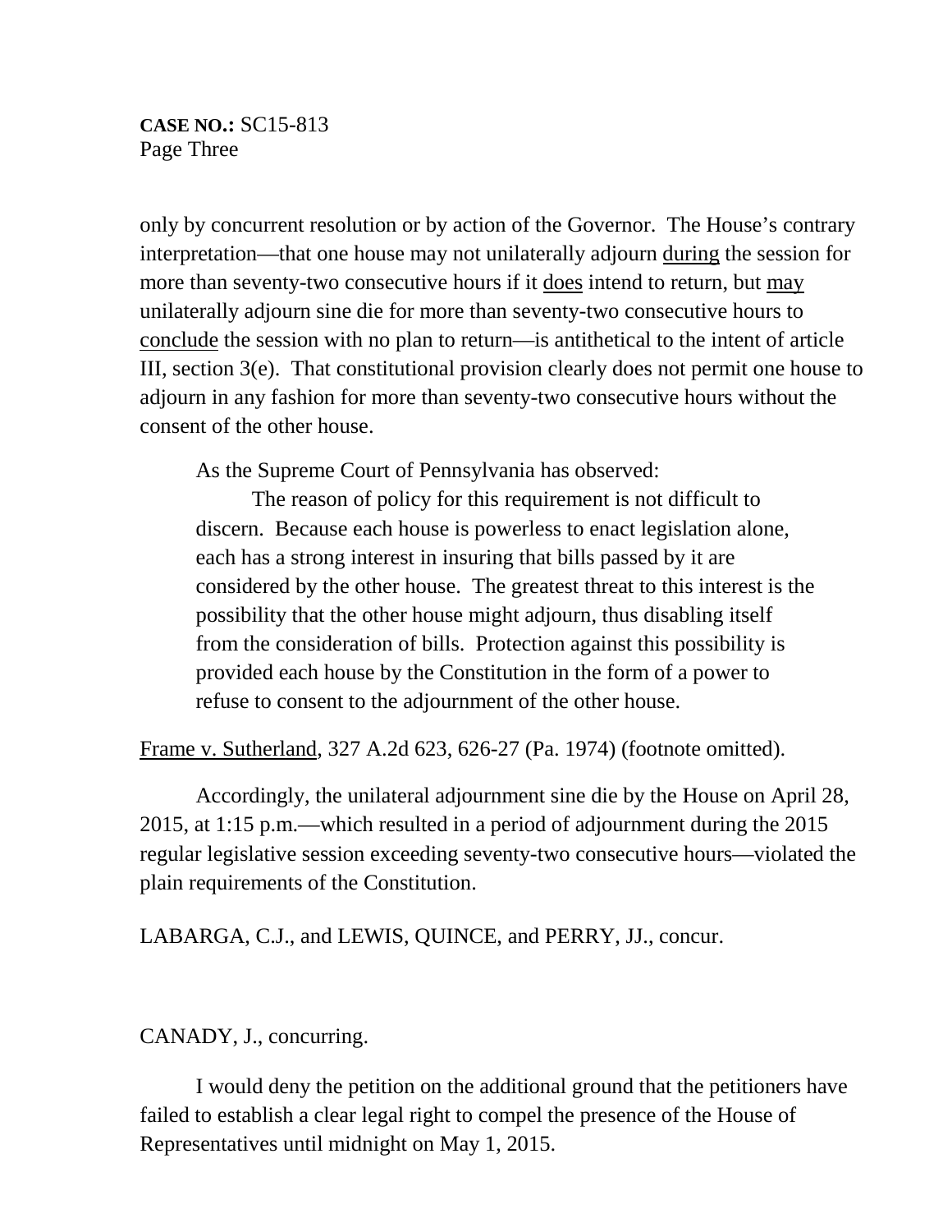only by concurrent resolution or by action of the Governor. The House's contrary interpretation—that one house may not unilaterally adjourn during the session for more than seventy-two consecutive hours if it does intend to return, but may unilaterally adjourn sine die for more than seventy-two consecutive hours to conclude the session with no plan to return—is antithetical to the intent of article III, section 3(e). That constitutional provision clearly does not permit one house to adjourn in any fashion for more than seventy-two consecutive hours without the consent of the other house.

As the Supreme Court of Pennsylvania has observed:

> The reason of policy for this requirement is not difficult to discern. Because each house is powerless to enact legislation alone, each has a strong interest in insuring that bills passed by it are considered by the other house. The greatest threat to this interest is the possibility that the other house might adjourn, thus disabling itself from the consideration of bills. Protection against this possibility is provided each house by the Constitution in the form of a power to refuse to consent to the adjournment of the other house.

Frame v. Sutherland, 327 A.2d 623, 626-27 (Pa. 1974) (footnote omitted).

Accordingly, the unilateral adjournment sine die by the House on April 28, 2015, at 1:15 p.m.—which resulted in a period of adjournment during the 2015 regular legislative session exceeding seventy-two consecutive hours—violated the plain requirements of the Constitution.

LABARGA, C.J., and LEWIS, QUINCE, and PERRY, JJ., concur.

CANADY, J., concurring.

I would deny the petition on the additional ground that the petitioners have failed to establish a clear legal right to compel the presence of the House of Representatives until midnight on May 1, 2015.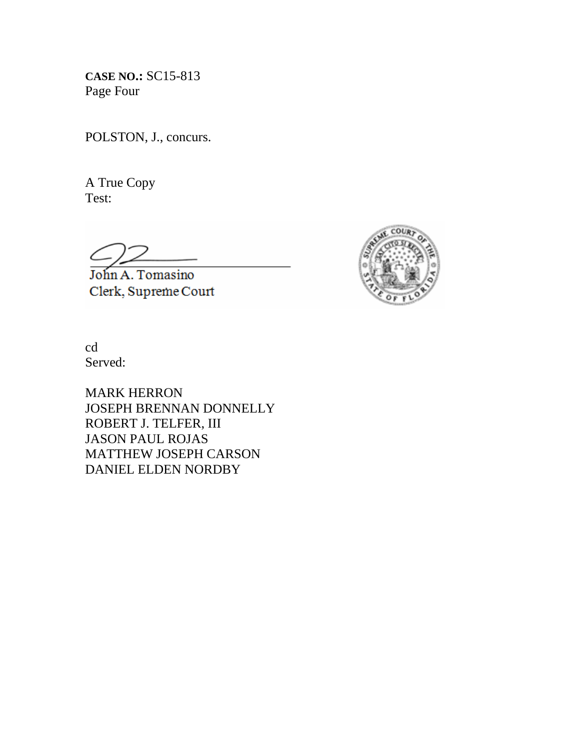**CASE NO.:** SC15-813
Page Four

POLSTON, J., concurs.

A True Copy
Test:

John A. Tomasino
Clerk, Supreme Court

cd
Served:

MARK HERRON
JOSEPH BRENNAN DONNELLY
ROBERT J. TELFER, III
JASON PAUL ROJAS
MATTHEW JOSEPH CARSON
DANIEL ELDEN NORDBY